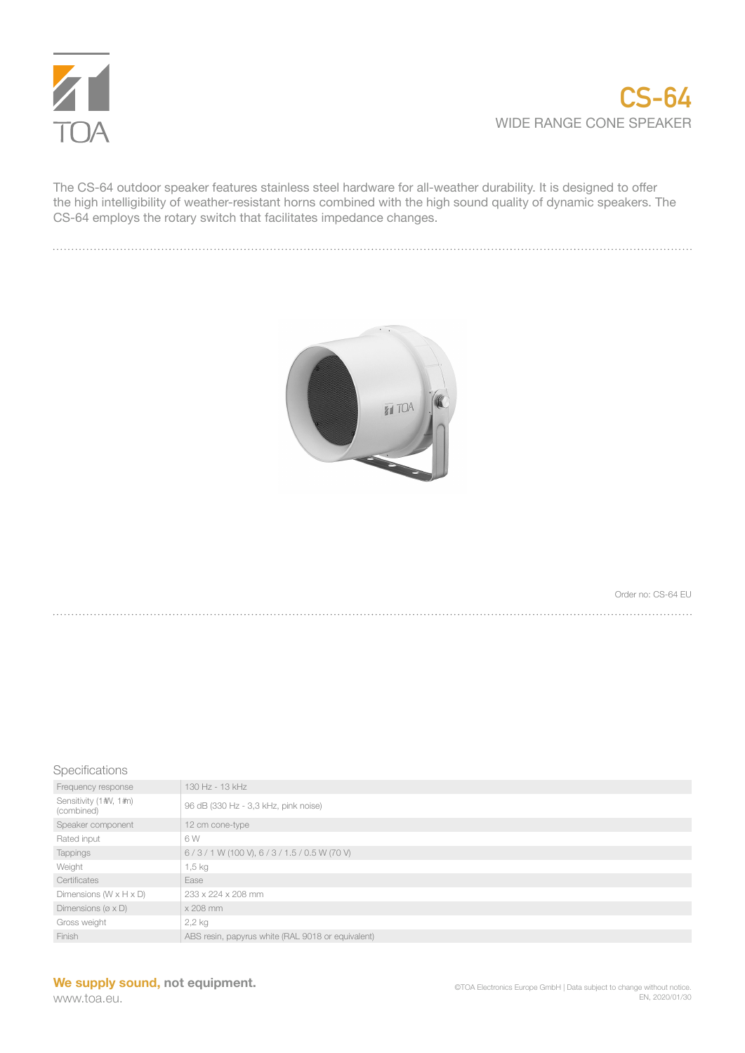# CS-64

WIDE RANGE CONE SPEAKER

The CS-64 outdoor speaker features stainless steel hardware for all-weather durability. It is designed to offer the high intelligibility of weather-resistant horns combined with the high sound quality of dynamic speakers. The CS-64 employs the rotary switch that facilitates impedance changes.

Order no: CS-64 EU

## Specifications

| | |
|---|---|
| Frequency response | 130 Hz - 13 kHz |
| Sensitivity (1 W, 1 m) (combined) | 96 dB (330 Hz - 3,3 kHz, pink noise) |
| Speaker component | 12 cm cone-type |
| Rated input | 6 W |
| Tappings | 6 / 3 / 1 W (100 V), 6 / 3 / 1.5 / 0.5 W (70 V) |
| Weight | 1,5 kg |
| Certificates | Ease |
| Dimensions (W x H x D) | 233 x 224 x 208 mm |
| Dimensions (ø x D) | x 208 mm |
| Gross weight | 2,2 kg |
| Finish | ABS resin, papyrus white (RAL 9018 or equivalent) |

**We supply sound, not equipment.**

www.toa.eu.

©TOA Electronics Europe GmbH | Data subject to change without notice.
EN, 2020/01/30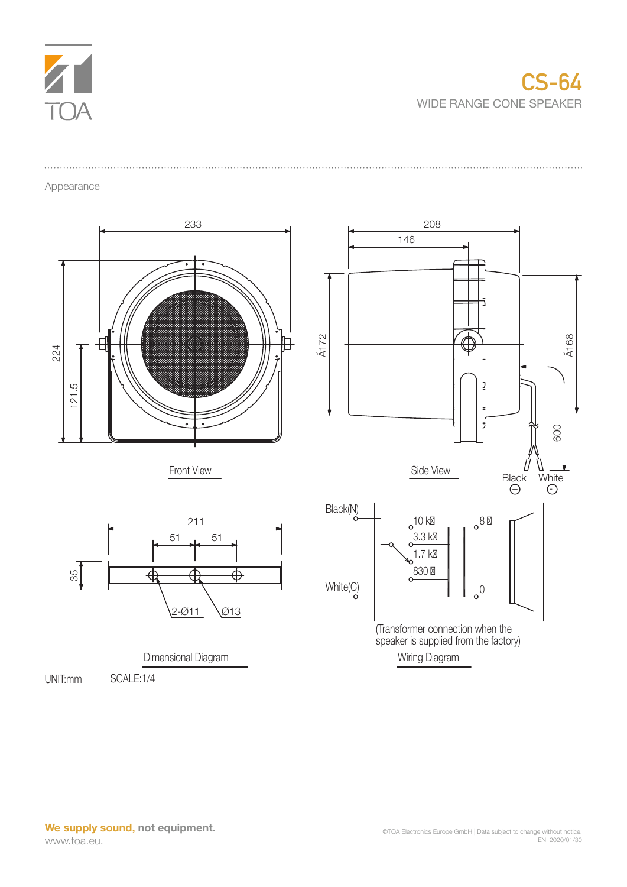TOA

# CS-64

WIDE RANGE CONE SPEAKER

Appearance

233

224

121.5

Front View

208

146

Ä172

Ä168

600

Side View

Black ⊕

White ⊖

211

51

51

35

2-Ø11

Ø13

Dimensional Diagram

Black(N)

White(C)

10 kΩ

3.3 kΩ

1.7 kΩ

830 Ω

8 Ω

0

(Transformer connection when the speaker is supplied from the factory)

Wiring Diagram

UNIT:mm SCALE:1/4

**We supply sound, not equipment.**
www.toa.eu.

©TOA Electronics Europe GmbH | Data subject to change without notice.
EN, 2020/01/30